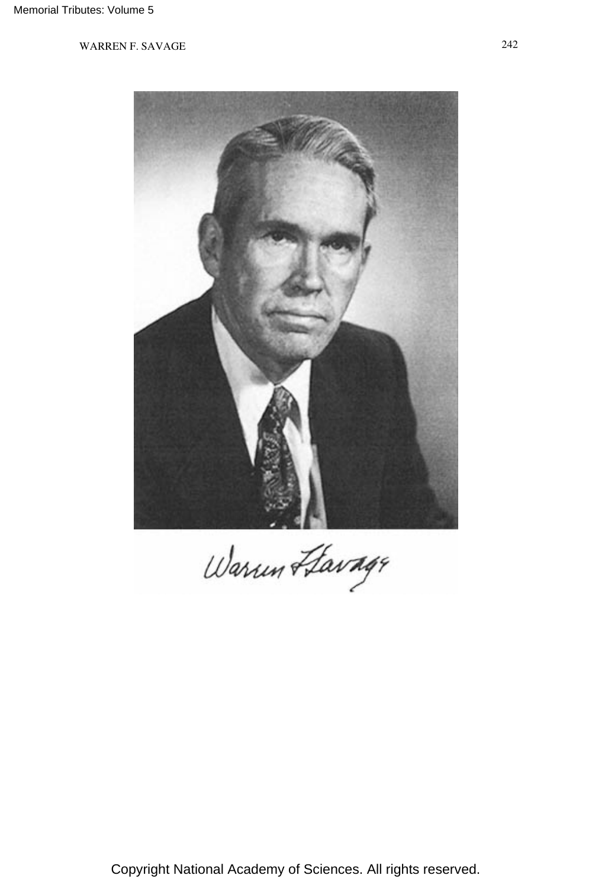Warren F. Savage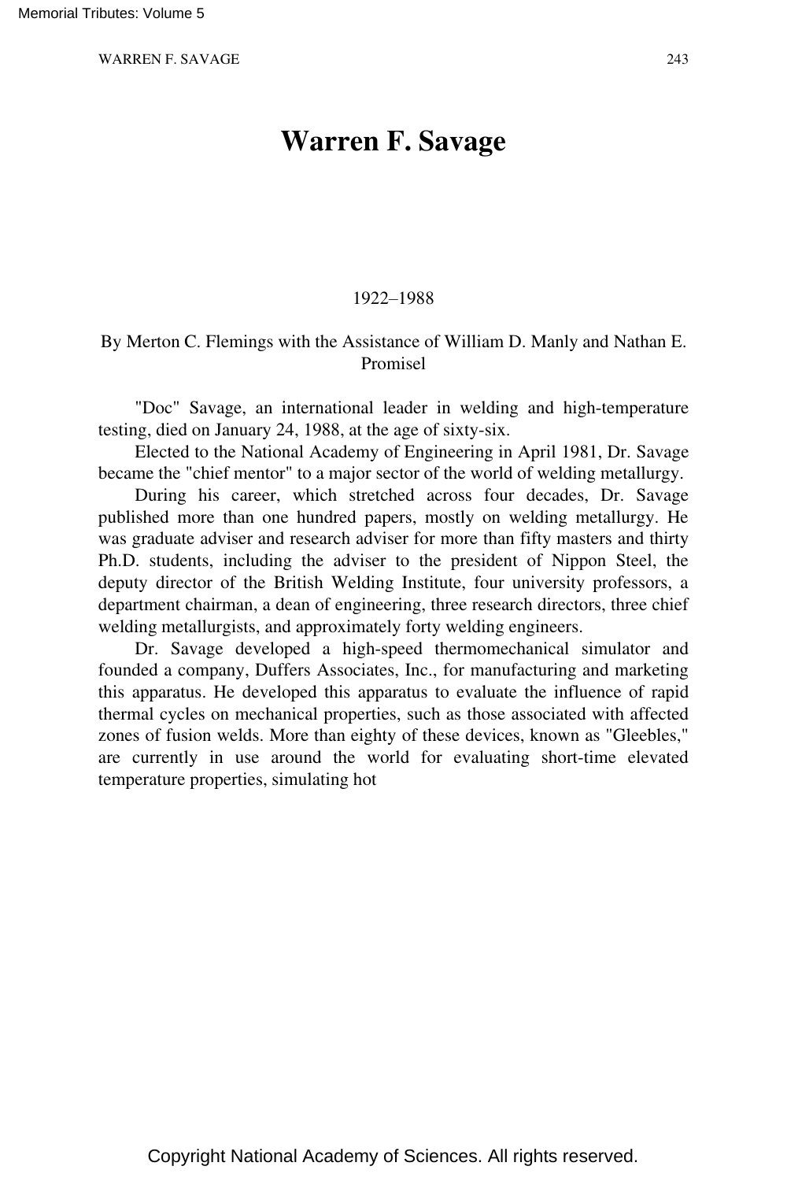# Warren F. Savage

1922–1988

By Merton C. Flemings with the Assistance of William D. Manly and Nathan E. Promisel

"Doc" Savage, an international leader in welding and high-temperature testing, died on January 24, 1988, at the age of sixty-six.

Elected to the National Academy of Engineering in April 1981, Dr. Savage became the "chief mentor" to a major sector of the world of welding metallurgy.

During his career, which stretched across four decades, Dr. Savage published more than one hundred papers, mostly on welding metallurgy. He was graduate adviser and research adviser for more than fifty masters and thirty Ph.D. students, including the adviser to the president of Nippon Steel, the deputy director of the British Welding Institute, four university professors, a department chairman, a dean of engineering, three research directors, three chief welding metallurgists, and approximately forty welding engineers.

Dr. Savage developed a high-speed thermomechanical simulator and founded a company, Duffers Associates, Inc., for manufacturing and marketing this apparatus. He developed this apparatus to evaluate the influence of rapid thermal cycles on mechanical properties, such as those associated with affected zones of fusion welds. More than eighty of these devices, known as "Gleebles," are currently in use around the world for evaluating short-time elevated temperature properties, simulating hot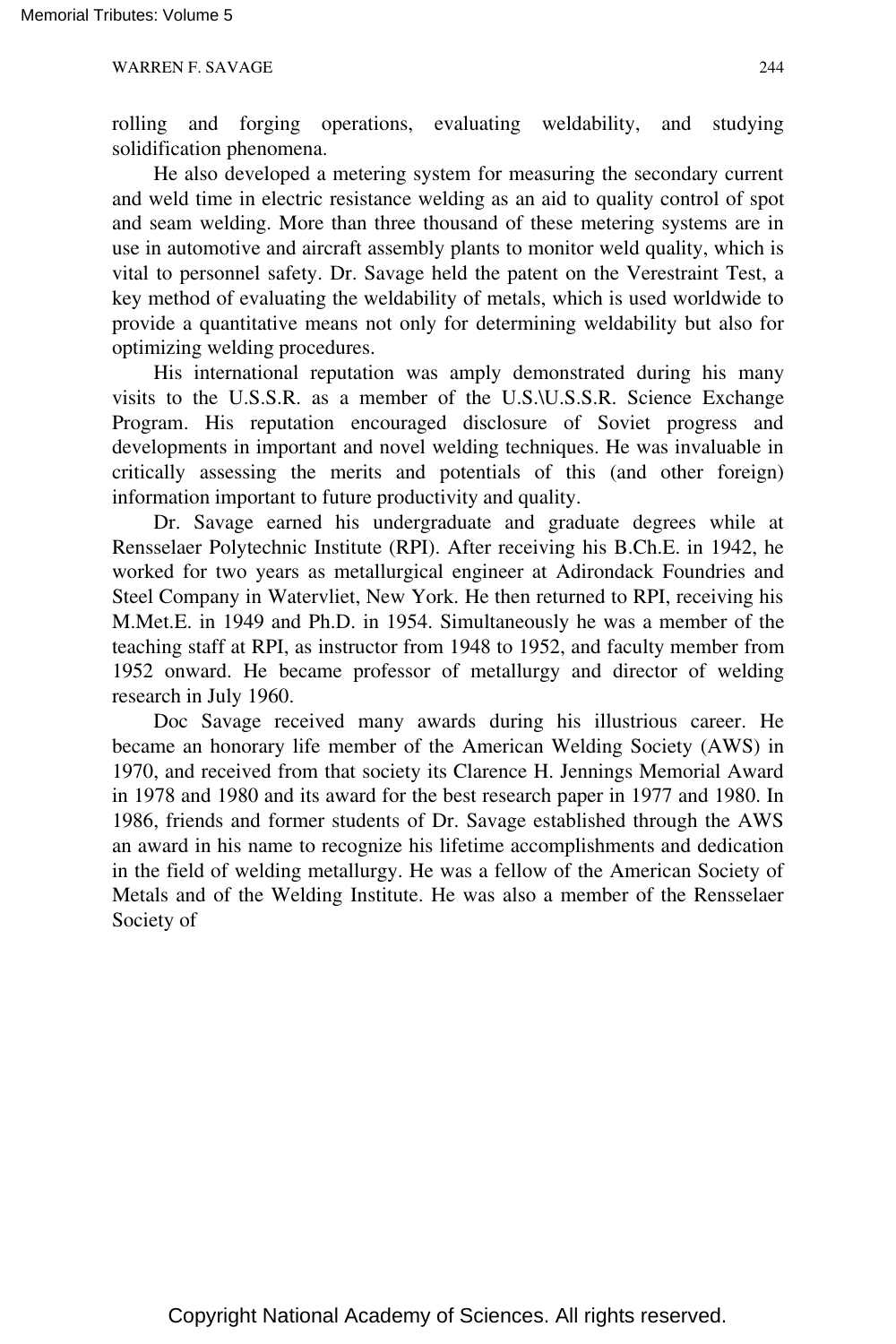rolling and forging operations, evaluating weldability, and studying solidification phenomena.

He also developed a metering system for measuring the secondary current and weld time in electric resistance welding as an aid to quality control of spot and seam welding. More than three thousand of these metering systems are in use in automotive and aircraft assembly plants to monitor weld quality, which is vital to personnel safety. Dr. Savage held the patent on the Verestraint Test, a key method of evaluating the weldability of metals, which is used worldwide to provide a quantitative means not only for determining weldability but also for optimizing welding procedures.

His international reputation was amply demonstrated during his many visits to the U.S.S.R. as a member of the U.S.\U.S.S.R. Science Exchange Program. His reputation encouraged disclosure of Soviet progress and developments in important and novel welding techniques. He was invaluable in critically assessing the merits and potentials of this (and other foreign) information important to future productivity and quality.

Dr. Savage earned his undergraduate and graduate degrees while at Rensselaer Polytechnic Institute (RPI). After receiving his B.Ch.E. in 1942, he worked for two years as metallurgical engineer at Adirondack Foundries and Steel Company in Watervliet, New York. He then returned to RPI, receiving his M.Met.E. in 1949 and Ph.D. in 1954. Simultaneously he was a member of the teaching staff at RPI, as instructor from 1948 to 1952, and faculty member from 1952 onward. He became professor of metallurgy and director of welding research in July 1960.

Doc Savage received many awards during his illustrious career. He became an honorary life member of the American Welding Society (AWS) in 1970, and received from that society its Clarence H. Jennings Memorial Award in 1978 and 1980 and its award for the best research paper in 1977 and 1980. In 1986, friends and former students of Dr. Savage established through the AWS an award in his name to recognize his lifetime accomplishments and dedication in the field of welding metallurgy. He was a fellow of the American Society of Metals and of the Welding Institute. He was also a member of the Rensselaer Society of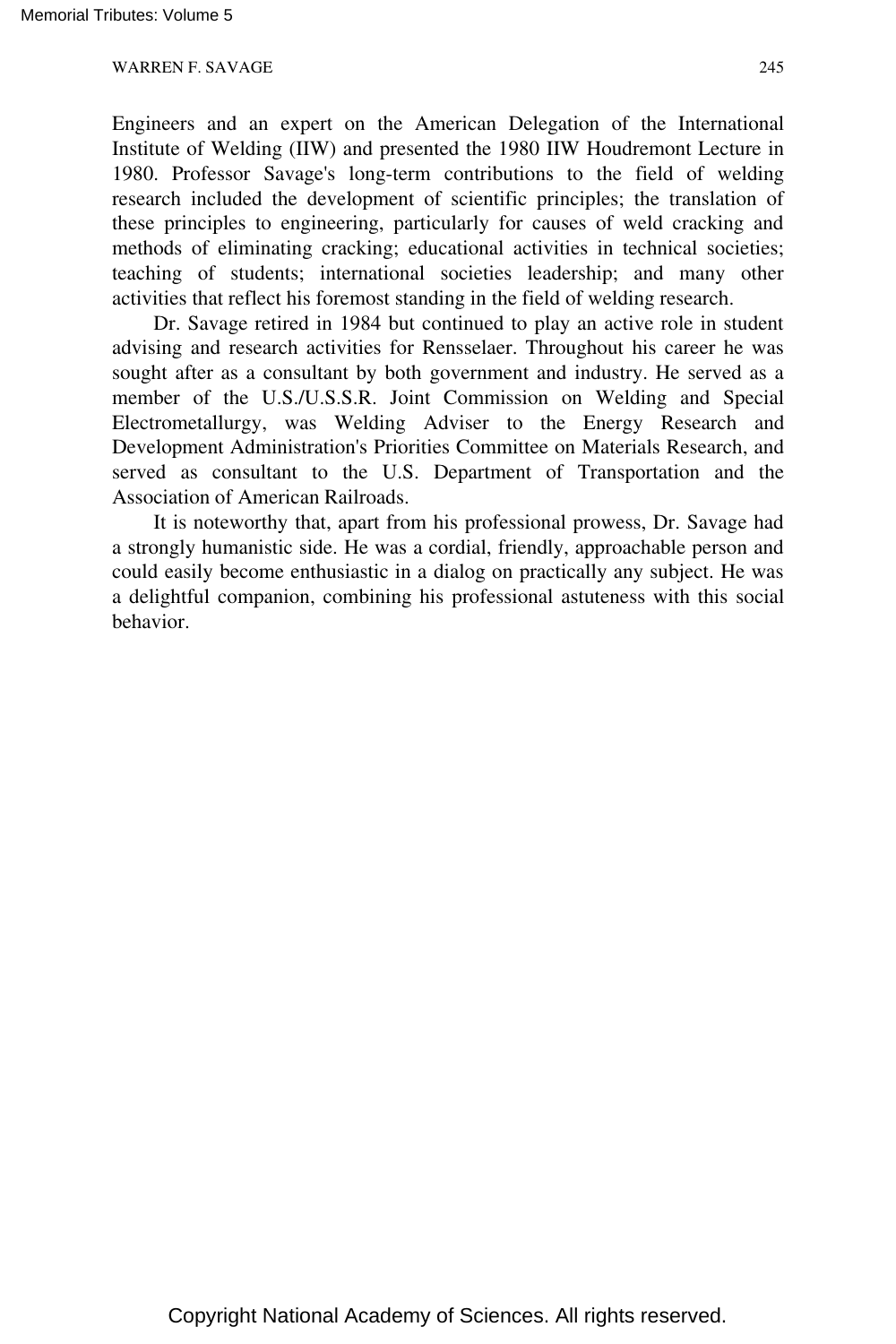Engineers and an expert on the American Delegation of the International Institute of Welding (IIW) and presented the 1980 IIW Houdremont Lecture in 1980. Professor Savage's long-term contributions to the field of welding research included the development of scientific principles; the translation of these principles to engineering, particularly for causes of weld cracking and methods of eliminating cracking; educational activities in technical societies; teaching of students; international societies leadership; and many other activities that reflect his foremost standing in the field of welding research.

Dr. Savage retired in 1984 but continued to play an active role in student advising and research activities for Rensselaer. Throughout his career he was sought after as a consultant by both government and industry. He served as a member of the U.S./U.S.S.R. Joint Commission on Welding and Special Electrometallurgy, was Welding Adviser to the Energy Research and Development Administration's Priorities Committee on Materials Research, and served as consultant to the U.S. Department of Transportation and the Association of American Railroads.

It is noteworthy that, apart from his professional prowess, Dr. Savage had a strongly humanistic side. He was a cordial, friendly, approachable person and could easily become enthusiastic in a dialog on practically any subject. He was a delightful companion, combining his professional astuteness with this social behavior.